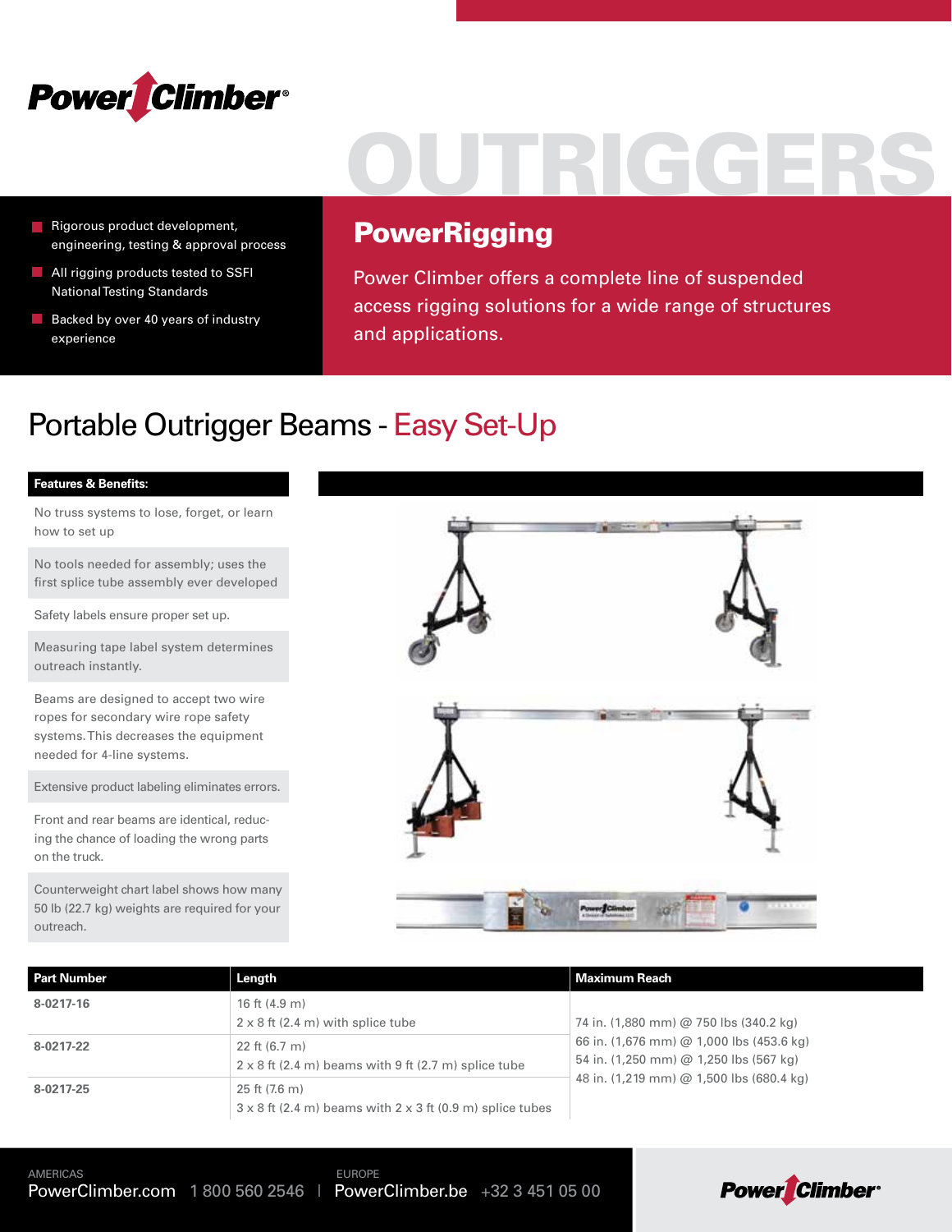# OUTRIGGERS

- Rigorous product development, engineering, testing & approval process
- All rigging products tested to SSFI National Testing Standards
- Backed by over 40 years of industry experience

## PowerRigging

Power Climber offers a complete line of suspended access rigging solutions for a wide range of structures and applications.

## Portable Outrigger Beams - Easy Set-Up

**Features & Benefits:**

- No truss systems to lose, forget, or learn how to set up
- No tools needed for assembly; uses the first splice tube assembly ever developed
- Safety labels ensure proper set up.
- Measuring tape label system determines outreach instantly.
- Beams are designed to accept two wire ropes for secondary wire rope safety systems. This decreases the equipment needed for 4-line systems.
- Extensive product labeling eliminates errors.
- Front and rear beams are identical, reducing the chance of loading the wrong parts on the truck.
- Counterweight chart label shows how many 50 lb (22.7 kg) weights are required for your outreach.

| Part Number | Length | Maximum Reach |
|---|---|---|
| 8-0217-16 | 16 ft (4.9 m)<br>2 x 8 ft (2.4 m) with splice tube | 74 in. (1,880 mm) @ 750 lbs (340.2 kg)<br>66 in. (1,676 mm) @ 1,000 lbs (453.6 kg)<br>54 in. (1,250 mm) @ 1,250 lbs (567 kg)<br>48 in. (1,219 mm) @ 1,500 lbs (680.4 kg) |
| 8-0217-22 | 22 ft (6.7 m)<br>2 x 8 ft (2.4 m) beams with 9 ft (2.7 m) splice tube | |
| 8-0217-25 | 25 ft (7.6 m)<br>3 x 8 ft (2.4 m) beams with 2 x 3 ft (0.9 m) splice tubes | |

AMERICAS PowerClimber.com 1 800 560 2546 | EUROPE PowerClimber.be +32 3 451 05 00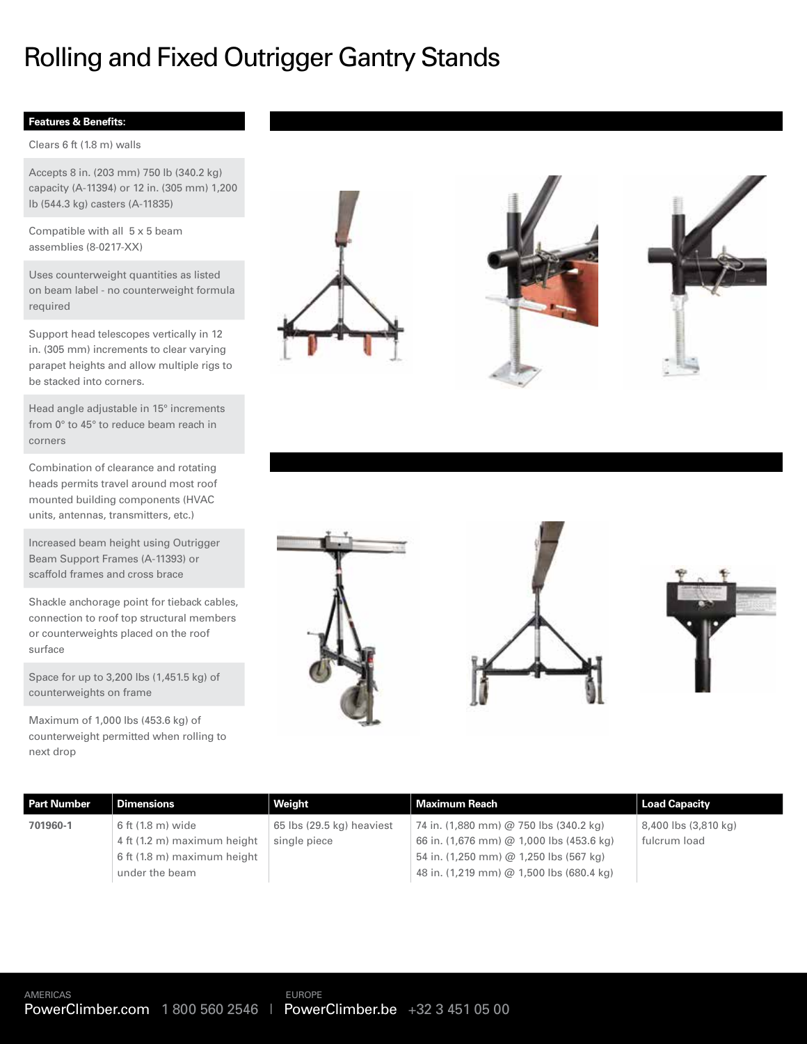# Rolling and Fixed Outrigger Gantry Stands

**Features & Benefits:**

- Clears 6 ft (1.8 m) walls
- Accepts 8 in. (203 mm) 750 lb (340.2 kg) capacity (A-11394) or 12 in. (305 mm) 1,200 lb (544.3 kg) casters (A-11835)
- Compatible with all 5 x 5 beam assemblies (8-0217-XX)
- Uses counterweight quantities as listed on beam label - no counterweight formula required
- Support head telescopes vertically in 12 in. (305 mm) increments to clear varying parapet heights and allow multiple rigs to be stacked into corners.
- Head angle adjustable in 15° increments from 0° to 45° to reduce beam reach in corners
- Combination of clearance and rotating heads permits travel around most roof mounted building components (HVAC units, antennas, transmitters, etc.)
- Increased beam height using Outrigger Beam Support Frames (A-11393) or scaffold frames and cross brace
- Shackle anchorage point for tieback cables, connection to roof top structural members or counterweights placed on the roof surface
- Space for up to 3,200 lbs (1,451.5 kg) of counterweights on frame
- Maximum of 1,000 lbs (453.6 kg) of counterweight permitted when rolling to next drop

| Part Number | Dimensions | Weight | Maximum Reach | Load Capacity |
| --- | --- | --- | --- | --- |
| 701960-1 | 6 ft (1.8 m) wide<br>4 ft (1.2 m) maximum height<br>6 ft (1.8 m) maximum height under the beam | 65 lbs (29.5 kg) heaviest single piece | 74 in. (1,880 mm) @ 750 lbs (340.2 kg)<br>66 in. (1,676 mm) @ 1,000 lbs (453.6 kg)<br>54 in. (1,250 mm) @ 1,250 lbs (567 kg)<br>48 in. (1,219 mm) @ 1,500 lbs (680.4 kg) | 8,400 lbs (3,810 kg) fulcrum load |

AMERICAS
PowerClimber.com 1 800 560 2546 | EUROPE PowerClimber.be +32 3 451 05 00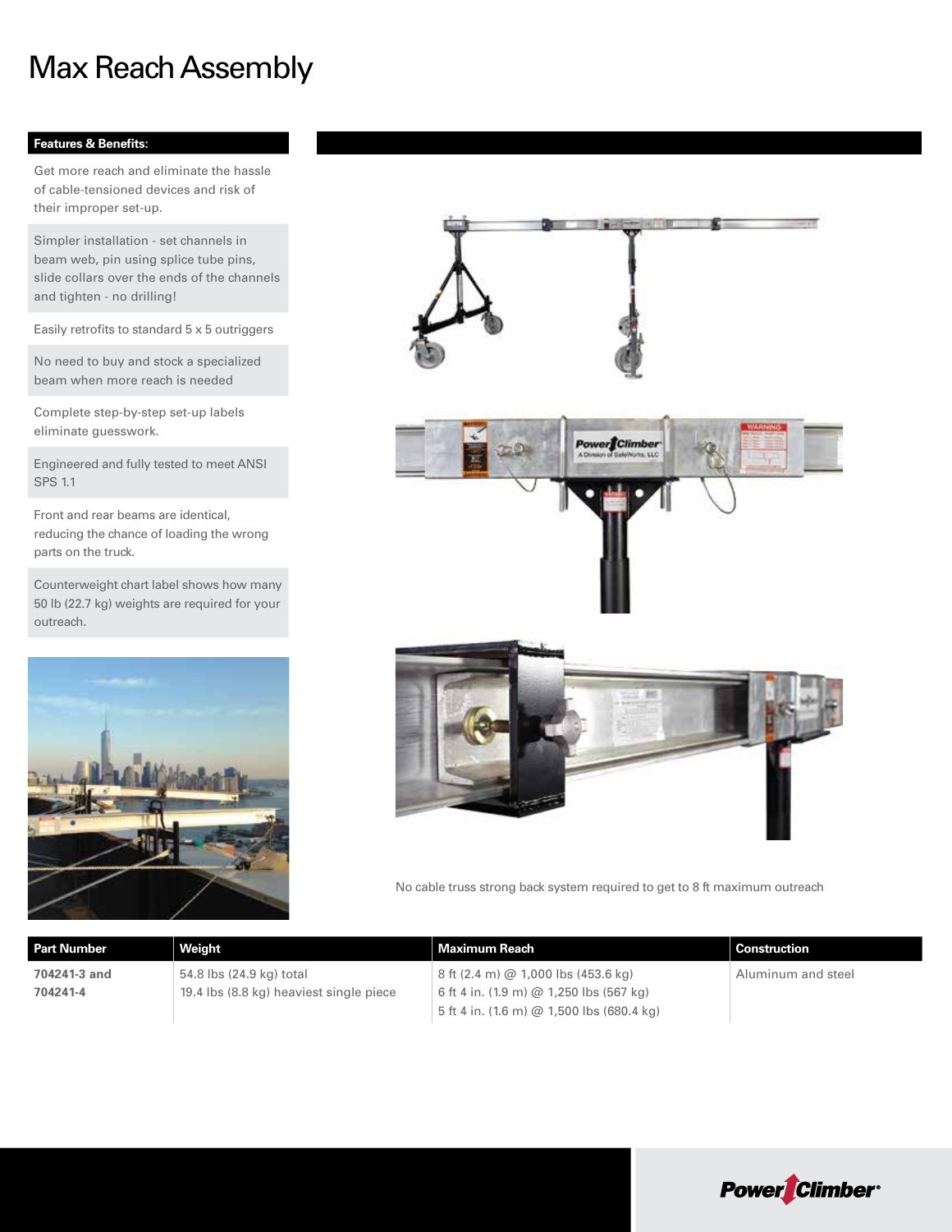# Max Reach Assembly

**Features & Benefits:**

Get more reach and eliminate the hassle of cable-tensioned devices and risk of their improper set-up.

Simpler installation - set channels in beam web, pin using splice tube pins, slide collars over the ends of the channels and tighten - no drilling!

Easily retrofits to standard 5 x 5 outriggers

No need to buy and stock a specialized beam when more reach is needed

Complete step-by-step set-up labels eliminate guesswork.

Engineered and fully tested to meet ANSI SPS 1.1

Front and rear beams are identical, reducing the chance of loading the wrong parts on the truck.

Counterweight chart label shows how many 50 lb (22.7 kg) weights are required for your outreach.

No cable truss strong back system required to get to 8 ft maximum outreach

| Part Number | Weight | Maximum Reach | Construction |
|---|---|---|---|
| **704241-3 and 704241-4** | 54.8 lbs (24.9 kg) total<br>19.4 lbs (8.8 kg) heaviest single piece | 8 ft (2.4 m) @ 1,000 lbs (453.6 kg)<br>6 ft 4 in. (1.9 m) @ 1,250 lbs (567 kg)<br>5 ft 4 in. (1.6 m) @ 1,500 lbs (680.4 kg) | Aluminum and steel |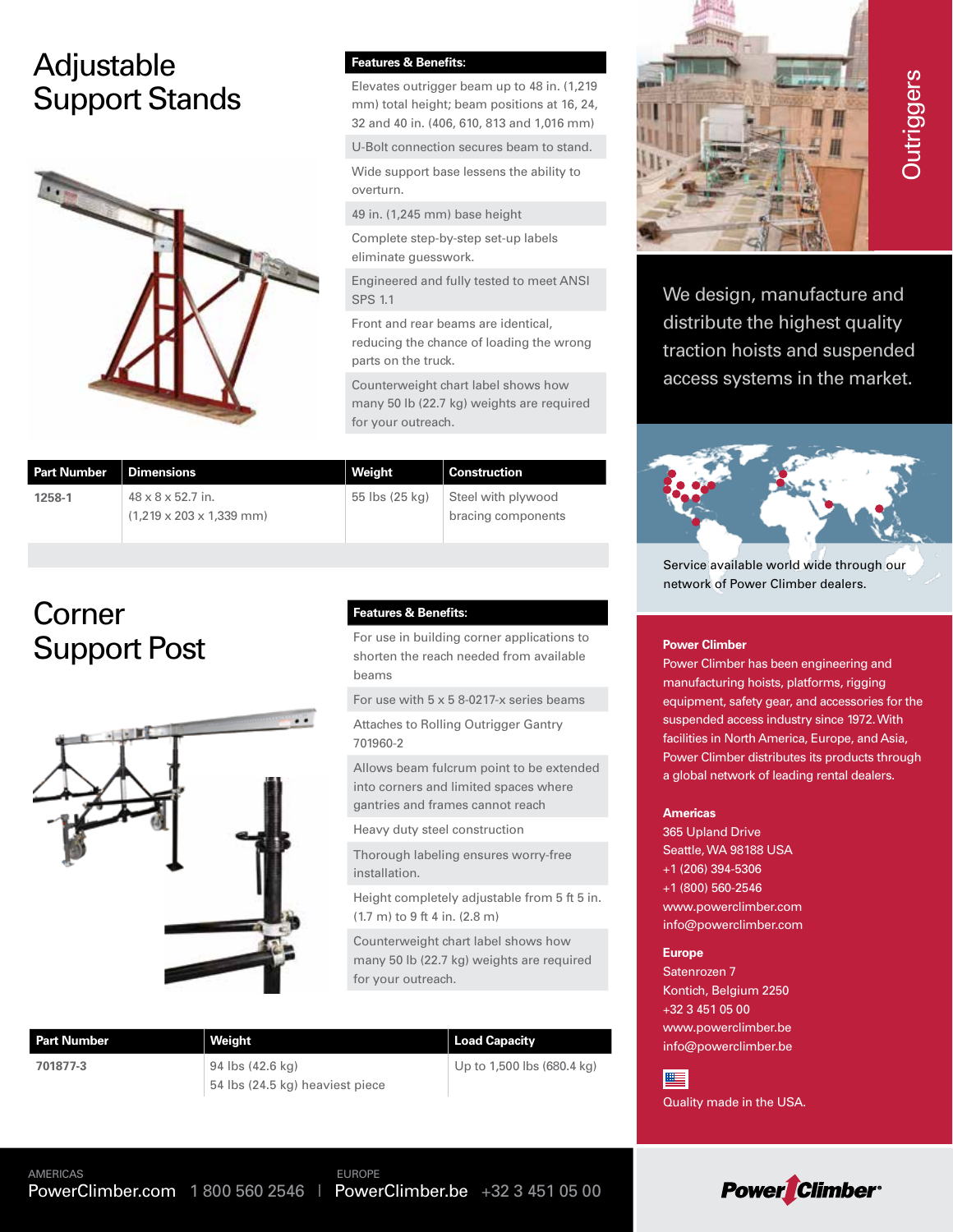# Adjustable Support Stands

**Features & Benefits:**

- Elevates outrigger beam up to 48 in. (1,219 mm) total height; beam positions at 16, 24, 32 and 40 in. (406, 610, 813 and 1,016 mm)
- U-Bolt connection secures beam to stand.
- Wide support base lessens the ability to overturn.
- 49 in. (1,245 mm) base height
- Complete step-by-step set-up labels eliminate guesswork.
- Engineered and fully tested to meet ANSI SPS 1.1
- Front and rear beams are identical, reducing the chance of loading the wrong parts on the truck.
- Counterweight chart label shows how many 50 lb (22.7 kg) weights are required for your outreach.

| Part Number | Dimensions | Weight | Construction |
|---|---|---|---|
| 1258-1 | 48 x 8 x 52.7 in. (1,219 x 203 x 1,339 mm) | 55 lbs (25 kg) | Steel with plywood bracing components |

# Corner Support Post

**Features & Benefits:**

- For use in building corner applications to shorten the reach needed from available beams
- For use with 5 x 5 8-0217-x series beams
- Attaches to Rolling Outrigger Gantry 701960-2
- Allows beam fulcrum point to be extended into corners and limited spaces where gantries and frames cannot reach
- Heavy duty steel construction
- Thorough labeling ensures worry-free installation.
- Height completely adjustable from 5 ft 5 in. (1.7 m) to 9 ft 4 in. (2.8 m)
- Counterweight chart label shows how many 50 lb (22.7 kg) weights are required for your outreach.

| Part Number | Weight | Load Capacity |
|---|---|---|
| 701877-3 | 94 lbs (42.6 kg)<br>54 lbs (24.5 kg) heaviest piece | Up to 1,500 lbs (680.4 kg) |

Outriggers

We design, manufacture and distribute the highest quality traction hoists and suspended access systems in the market.

Service available world wide through our network of Power Climber dealers.

**Power Climber**
Power Climber has been engineering and manufacturing hoists, platforms, rigging equipment, safety gear, and accessories for the suspended access industry since 1972. With facilities in North America, Europe, and Asia, Power Climber distributes its products through a global network of leading rental dealers.

**Americas**
365 Upland Drive
Seattle, WA 98188 USA
+1 (206) 394-5306
+1 (800) 560-2546
www.powerclimber.com
info@powerclimber.com

**Europe**
Satenrozen 7
Kontich, Belgium 2250
+32 3 451 05 00
www.powerclimber.be
info@powerclimber.be

Quality made in the USA.

AMERICAS
PowerClimber.com 1 800 560 2546 | EUROPE
PowerClimber.be +32 3 451 05 00

Power Climber®